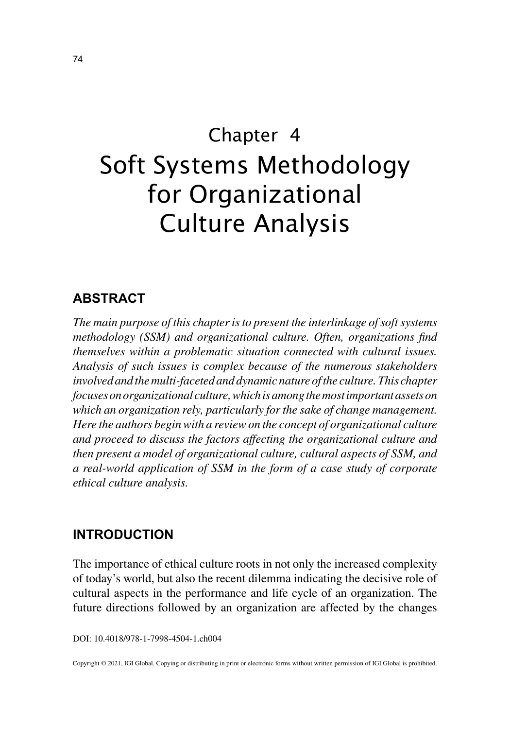# Chapter 4
# Soft Systems Methodology for Organizational Culture Analysis

## ABSTRACT

*The main purpose of this chapter is to present the interlinkage of soft systems methodology (SSM) and organizational culture. Often, organizations find themselves within a problematic situation connected with cultural issues. Analysis of such issues is complex because of the numerous stakeholders involved and the multi-faceted and dynamic nature of the culture. This chapter focuses on organizational culture, which is among the most important assets on which an organization rely, particularly for the sake of change management. Here the authors begin with a review on the concept of organizational culture and proceed to discuss the factors affecting the organizational culture and then present a model of organizational culture, cultural aspects of SSM, and a real-world application of SSM in the form of a case study of corporate ethical culture analysis.*

## INTRODUCTION

The importance of ethical culture roots in not only the increased complexity of today's world, but also the recent dilemma indicating the decisive role of cultural aspects in the performance and life cycle of an organization. The future directions followed by an organization are affected by the changes

DOI: 10.4018/978-1-7998-4504-1.ch004

Copyright © 2021, IGI Global. Copying or distributing in print or electronic forms without written permission of IGI Global is prohibited.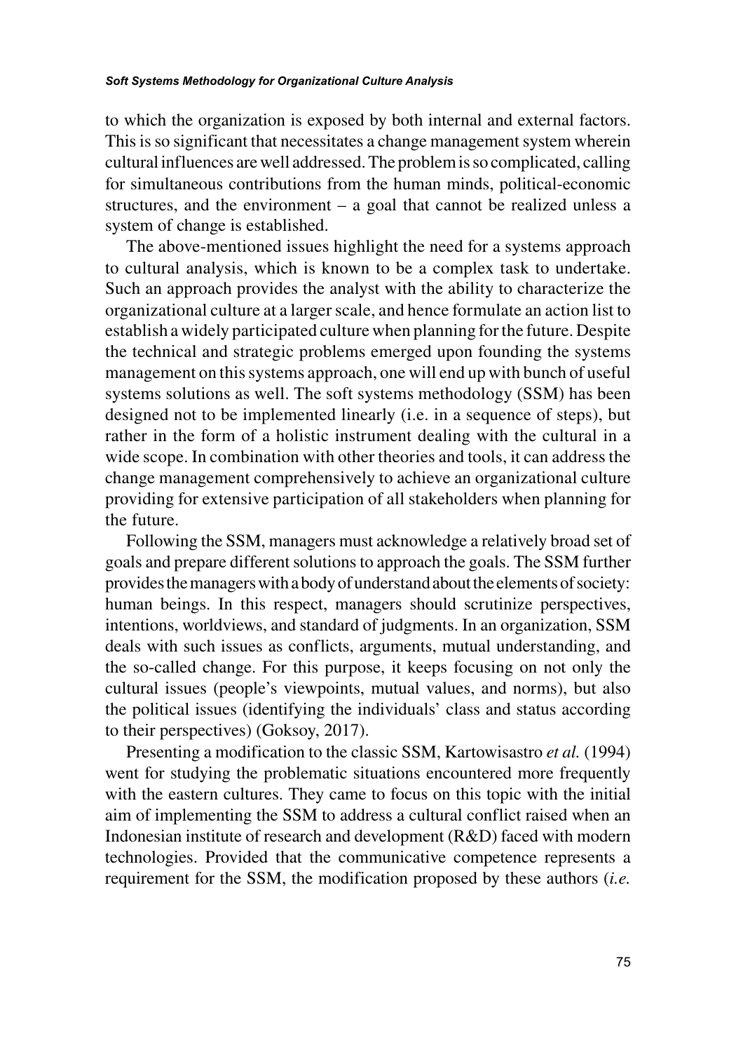to which the organization is exposed by both internal and external factors. This is so significant that necessitates a change management system wherein cultural influences are well addressed. The problem is so complicated, calling for simultaneous contributions from the human minds, political-economic structures, and the environment – a goal that cannot be realized unless a system of change is established.

The above-mentioned issues highlight the need for a systems approach to cultural analysis, which is known to be a complex task to undertake. Such an approach provides the analyst with the ability to characterize the organizational culture at a larger scale, and hence formulate an action list to establish a widely participated culture when planning for the future. Despite the technical and strategic problems emerged upon founding the systems management on this systems approach, one will end up with bunch of useful systems solutions as well. The soft systems methodology (SSM) has been designed not to be implemented linearly (i.e. in a sequence of steps), but rather in the form of a holistic instrument dealing with the cultural in a wide scope. In combination with other theories and tools, it can address the change management comprehensively to achieve an organizational culture providing for extensive participation of all stakeholders when planning for the future.

Following the SSM, managers must acknowledge a relatively broad set of goals and prepare different solutions to approach the goals. The SSM further provides the managers with a body of understand about the elements of society: human beings. In this respect, managers should scrutinize perspectives, intentions, worldviews, and standard of judgments. In an organization, SSM deals with such issues as conflicts, arguments, mutual understanding, and the so-called change. For this purpose, it keeps focusing on not only the cultural issues (people's viewpoints, mutual values, and norms), but also the political issues (identifying the individuals' class and status according to their perspectives) (Goksoy, 2017).

Presenting a modification to the classic SSM, Kartowisastro *et al.* (1994) went for studying the problematic situations encountered more frequently with the eastern cultures. They came to focus on this topic with the initial aim of implementing the SSM to address a cultural conflict raised when an Indonesian institute of research and development (R&D) faced with modern technologies. Provided that the communicative competence represents a requirement for the SSM, the modification proposed by these authors (*i.e.*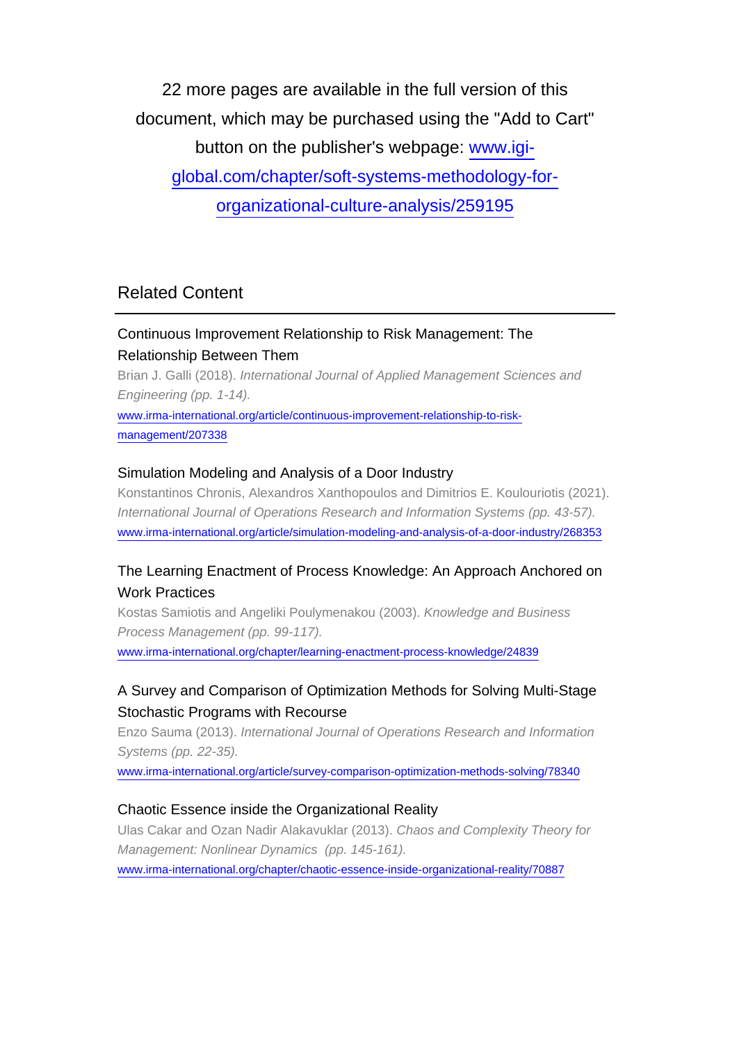22 more pages are available in the full version of this document, which may be purchased using the "Add to Cart" button on the publisher's webpage: www.igi-global.com/chapter/soft-systems-methodology-for-organizational-culture-analysis/259195

## Related Content

### Continuous Improvement Relationship to Risk Management: The Relationship Between Them

Brian J. Galli (2018). *International Journal of Applied Management Sciences and Engineering (pp. 1-14).*

www.irma-international.org/article/continuous-improvement-relationship-to-risk-management/207338

### Simulation Modeling and Analysis of a Door Industry

Konstantinos Chronis, Alexandros Xanthopoulos and Dimitrios E. Koulouriotis (2021). *International Journal of Operations Research and Information Systems (pp. 43-57).*

www.irma-international.org/article/simulation-modeling-and-analysis-of-a-door-industry/268353

### The Learning Enactment of Process Knowledge: An Approach Anchored on Work Practices

Kostas Samiotis and Angeliki Poulymenakou (2003). *Knowledge and Business Process Management (pp. 99-117).*

www.irma-international.org/chapter/learning-enactment-process-knowledge/24839

### A Survey and Comparison of Optimization Methods for Solving Multi-Stage Stochastic Programs with Recourse

Enzo Sauma (2013). *International Journal of Operations Research and Information Systems (pp. 22-35).*

www.irma-international.org/article/survey-comparison-optimization-methods-solving/78340

### Chaotic Essence inside the Organizational Reality

Ulas Cakar and Ozan Nadir Alakavuklar (2013). *Chaos and Complexity Theory for Management: Nonlinear Dynamics (pp. 145-161).*

www.irma-international.org/chapter/chaotic-essence-inside-organizational-reality/70887